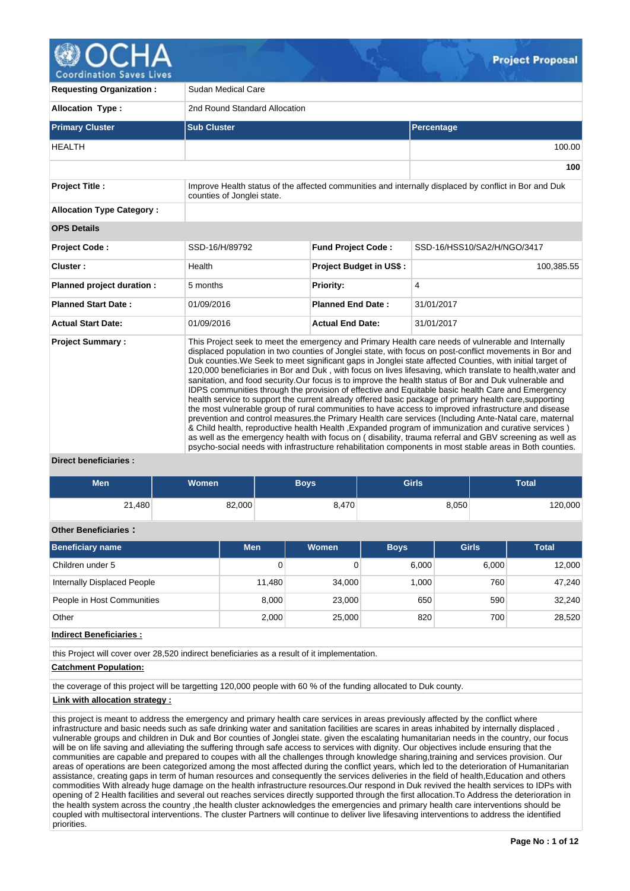# Project Proposal

| | | | |
|---|---|---|---|
| **Requesting Organization :** | Sudan Medical Care | | |
| **Allocation Type :** | 2nd Round Standard Allocation | | |

| **Primary Cluster** | **Sub Cluster** | **Percentage** |
|---|---|---|
| HEALTH | | 100.00 |
| | | **100** |

| | | | |
|---|---|---|---|
| **Project Title :** | Improve Health status of the affected communities and internally displaced by conflict in Bor and Duk counties of Jonglei state. | | |
| **Allocation Type Category :** | | | |

**OPS Details**

| | | | |
|---|---|---|---|
| **Project Code :** | SSD-16/H/89792 | **Fund Project Code :** | SSD-16/HSS10/SA2/H/NGO/3417 |
| **Cluster :** | Health | **Project Budget in US$ :** | 100,385.55 |
| **Planned project duration :** | 5 months | **Priority:** | 4 |
| **Planned Start Date :** | 01/09/2016 | **Planned End Date :** | 31/01/2017 |
| **Actual Start Date:** | 01/09/2016 | **Actual End Date:** | 31/01/2017 |

**Project Summary :**

This Project seek to meet the emergency and Primary Health care needs of vulnerable and Internally displaced population in two counties of Jonglei state, with focus on post-conflict movements in Bor and Duk counties.We Seek to meet significant gaps in Jonglei state affected Counties, with initial target of 120,000 beneficiaries in Bor and Duk , with focus on lives lifesaving, which translate to health,water and sanitation, and food security.Our focus is to improve the health status of Bor and Duk vulnerable and IDPS communities through the provision of effective and Equitable basic health Care and Emergency health service to support the current already offered basic package of primary health care,supporting the most vulnerable group of rural communities to have access to improved infrastructure and disease prevention and control measures.the Primary Health care services (Including Ante-Natal care, maternal & Child health, reproductive health Health ,Expanded program of immunization and curative services ) as well as the emergency health with focus on ( disability, trauma referral and GBV screening as well as psycho-social needs with infrastructure rehabilitation components in most stable areas in Both counties.

**Direct beneficiaries :**

| Men | Women | Boys | Girls | Total |
|---|---|---|---|---|
| 21,480 | 82,000 | 8,470 | 8,050 | 120,000 |

**Other Beneficiaries :**

| Beneficiary name | Men | Women | Boys | Girls | Total |
|---|---|---|---|---|---|
| Children under 5 | 0 | 0 | 6,000 | 6,000 | 12,000 |
| Internally Displaced People | 11,480 | 34,000 | 1,000 | 760 | 47,240 |
| People in Host Communities | 8,000 | 23,000 | 650 | 590 | 32,240 |
| Other | 2,000 | 25,000 | 820 | 700 | 28,520 |

**Indirect Beneficiaries :**

this Project will cover over 28,520 indirect beneficiaries as a result of it implementation.

**Catchment Population:**

the coverage of this project will be targetting 120,000 people with 60 % of the funding allocated to Duk county.

**Link with allocation strategy :**

this project is meant to address the emergency and primary health care services in areas previously affected by the conflict where infrastructure and basic needs such as safe drinking water and sanitation facilities are scares in areas inhabited by internally displaced , vulnerable groups and children in Duk and Bor counties of Jonglei state. given the escalating humanitarian needs in the country, our focus will be on life saving and alleviating the suffering through safe access to services with dignity. Our objectives include ensuring that the communities are capable and prepared to coupes with all the challenges through knowledge sharing,training and services provision. Our areas of operations are been categorized among the most affected during the conflict years, which led to the deterioration of Humanitarian assistance, creating gaps in term of human resources and consequently the services deliveries in the field of health,Education and others commodities With already huge damage on the health infrastructure resources.Our respond in Duk revived the health services to IDPs with opening of 2 Health facilities and several out reaches services directly supported through the first allocation.To Address the deterioration in the health system across the country ,the health cluster acknowledges the emergencies and primary health care interventions should be coupled with multisectoral interventions. The cluster Partners will continue to deliver live lifesaving interventions to address the identified priorities.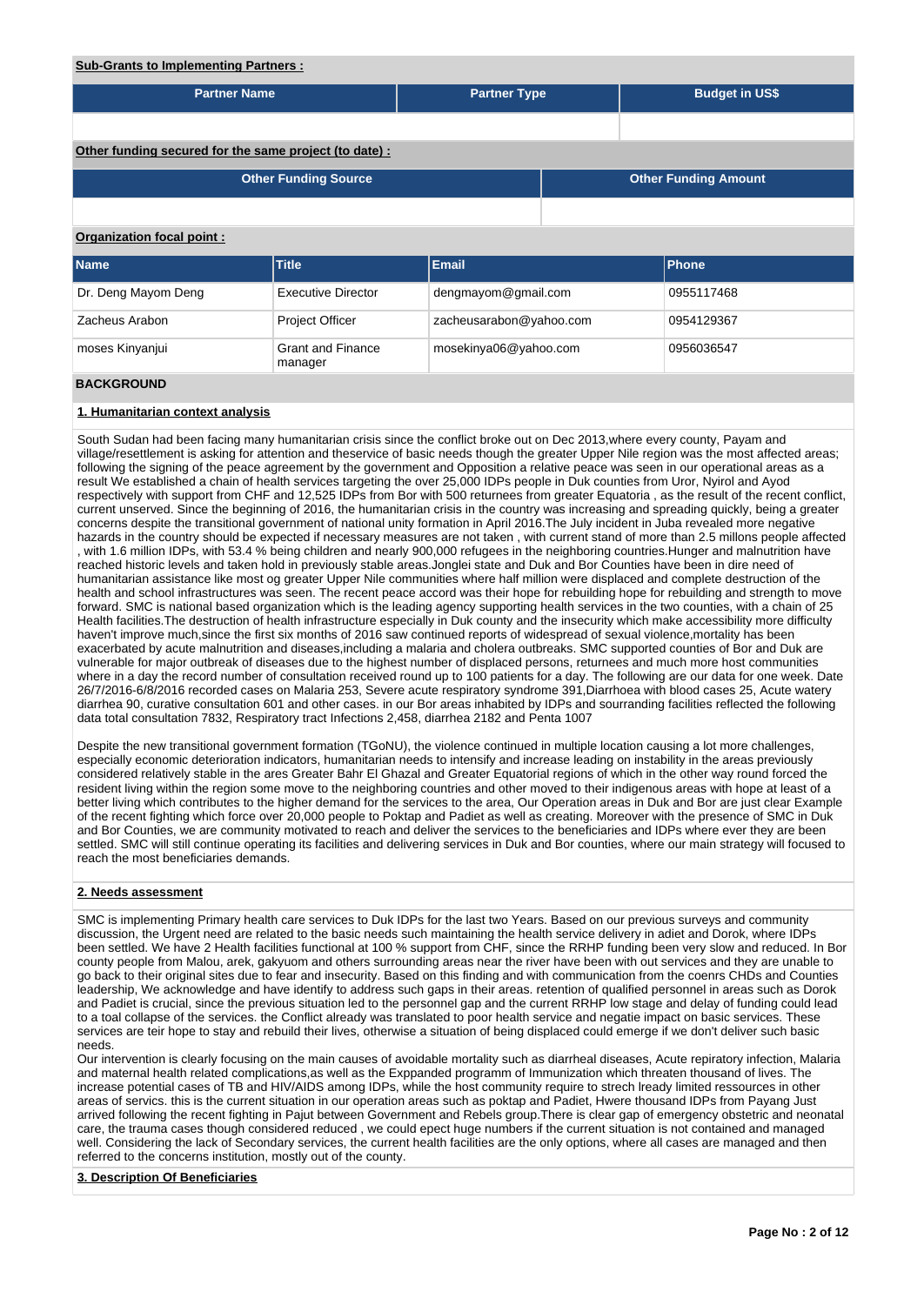**Sub-Grants to Implementing Partners :**

| Partner Name | Partner Type | Budget in US$ |
|---|---|---|
| | | |

**Other funding secured for the same project (to date) :**

| Other Funding Source | Other Funding Amount |
|---|---|
| | |

**Organization focal point :**

| Name | Title | Email | Phone |
|---|---|---|---|
| Dr. Deng Mayom Deng | Executive Director | dengmayom@gmail.com | 0955117468 |
| Zacheus Arabon | Project Officer | zacheusarabon@yahoo.com | 0954129367 |
| moses Kinyanjui | Grant and Finance manager | mosekinya06@yahoo.com | 0956036547 |

## BACKGROUND

### 1. Humanitarian context analysis

South Sudan had been facing many humanitarian crisis since the conflict broke out on Dec 2013,where every county, Payam and village/resettlement is asking for attention and theservice of basic needs though the greater Upper Nile region was the most affected areas; following the signing of the peace agreement by the government and Opposition a relative peace was seen in our operational areas as a result We established a chain of health services targeting the over 25,000 IDPs people in Duk counties from Uror, Nyirol and Ayod respectively with support from CHF and 12,525 IDPs from Bor with 500 returnees from greater Equatoria , as the result of the recent conflict, current unserved. Since the beginning of 2016, the humanitarian crisis in the country was increasing and spreading quickly, being a greater concerns despite the transitional government of national unity formation in April 2016.The July incident in Juba revealed more negative hazards in the country should be expected if necessary measures are not taken , with current stand of more than 2.5 millons people affected , with 1.6 million IDPs, with 53.4 % being children and nearly 900,000 refugees in the neighboring countries.Hunger and malnutrition have reached historic levels and taken hold in previously stable areas.Jonglei state and Duk and Bor Counties have been in dire need of humanitarian assistance like most og greater Upper Nile communities where half million were displaced and complete destruction of the health and school infrastructures was seen. The recent peace accord was their hope for rebuilding hope for rebuilding and strength to move forward. SMC is national based organization which is the leading agency supporting health services in the two counties, with a chain of 25 Health facilities.The destruction of health infrastructure especially in Duk county and the insecurity which make accessibility more difficulty haven't improve much,since the first six months of 2016 saw continued reports of widespread of sexual violence,mortality has been exacerbated by acute malnutrition and diseases,including a malaria and cholera outbreaks. SMC supported counties of Bor and Duk are vulnerable for major outbreak of diseases due to the highest number of displaced persons, returnees and much more host communities where in a day the record number of consultation received round up to 100 patients for a day. The following are our data for one week. Date 26/7/2016-6/8/2016 recorded cases on Malaria 253, Severe acute respiratory syndrome 391,Diarrhoea with blood cases 25, Acute watery diarrhea 90, curative consultation 601 and other cases. in our Bor areas inhabited by IDPs and sourranding facilities reflected the following data total consultation 7832, Respiratory tract Infections 2,458, diarrhea 2182 and Penta 1007

Despite the new transitional government formation (TGoNU), the violence continued in multiple location causing a lot more challenges, especially economic deterioration indicators, humanitarian needs to intensify and increase leading on instability in the areas previously considered relatively stable in the ares Greater Bahr El Ghazal and Greater Equatorial regions of which in the other way round forced the resident living within the region some move to the neighboring countries and other moved to their indigenous areas with hope at least of a better living which contributes to the higher demand for the services to the area, Our Operation areas in Duk and Bor are just clear Example of the recent fighting which force over 20,000 people to Poktap and Padiet as well as creating. Moreover with the presence of SMC in Duk and Bor Counties, we are community motivated to reach and deliver the services to the beneficiaries and IDPs where ever they are been settled. SMC will still continue operating its facilities and delivering services in Duk and Bor counties, where our main strategy will focused to reach the most beneficiaries demands.

### 2. Needs assessment

SMC is implementing Primary health care services to Duk IDPs for the last two Years. Based on our previous surveys and community discussion, the Urgent need are related to the basic needs such maintaining the health service delivery in adiet and Dorok, where IDPs been settled. We have 2 Health facilities functional at 100 % support from CHF, since the RRHP funding been very slow and reduced. In Bor county people from Malou, arek, gakyuom and others surrounding areas near the river have been with out services and they are unable to go back to their original sites due to fear and insecurity. Based on this finding and with communication from the coenrs CHDs and Counties leadership, We acknowledge and have identify to address such gaps in their areas. retention of qualified personnel in areas such as Dorok and Padiet is crucial, since the previous situation led to the personnel gap and the current RRHP low stage and delay of funding could lead to a toal collapse of the services. the Conflict already was translated to poor health service and negatie impact on basic services. These services are teir hope to stay and rebuild their lives, otherwise a situation of being displaced could emerge if we don't deliver such basic needs.

Our intervention is clearly focusing on the main causes of avoidable mortality such as diarrheal diseases, Acute repiratory infection, Malaria and maternal health related complications,as well as the Exppanded programm of Immunization which threaten thousand of lives. The increase potential cases of TB and HIV/AIDS among IDPs, while the host community require to strech lready limited ressources in other areas of servics. this is the current situation in our operation areas such as poktap and Padiet, Hwere thousand IDPs from Payang Just arrived following the recent fighting in Pajut between Government and Rebels group.There is clear gap of emergency obstetric and neonatal care, the trauma cases though considered reduced , we could epect huge numbers if the current situation is not contained and managed well. Considering the lack of Secondary services, the current health facilities are the only options, where all cases are managed and then referred to the concerns institution, mostly out of the county.

### 3. Description Of Beneficiaries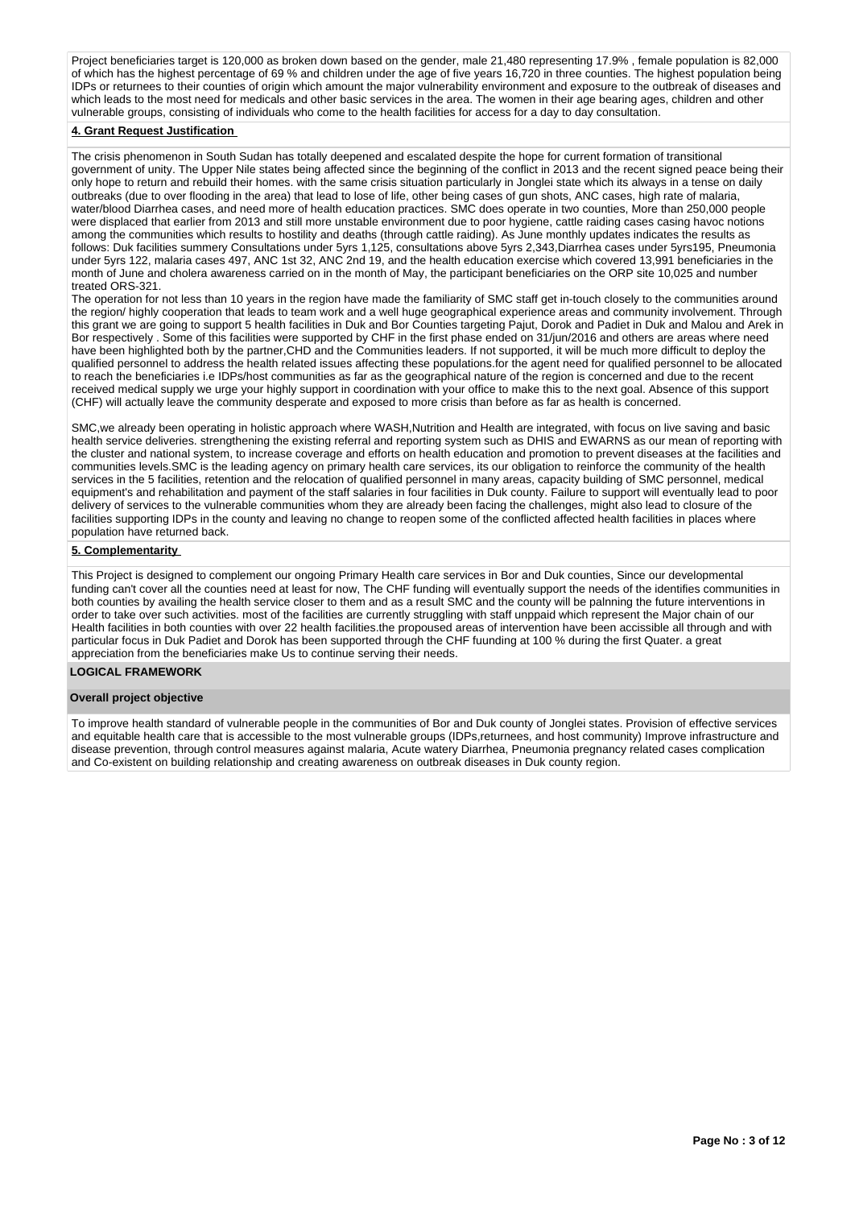Project beneficiaries target is 120,000 as broken down based on the gender, male 21,480 representing 17.9% , female population is 82,000 of which has the highest percentage of 69 % and children under the age of five years 16,720 in three counties. The highest population being IDPs or returnees to their counties of origin which amount the major vulnerability environment and exposure to the outbreak of diseases and which leads to the most need for medicals and other basic services in the area. The women in their age bearing ages, children and other vulnerable groups, consisting of individuals who come to the health facilities for access for a day to day consultation.

**4. Grant Request Justification**

The crisis phenomenon in South Sudan has totally deepened and escalated despite the hope for current formation of transitional government of unity. The Upper Nile states being affected since the beginning of the conflict in 2013 and the recent signed peace being their only hope to return and rebuild their homes. with the same crisis situation particularly in Jonglei state which its always in a tense on daily outbreaks (due to over flooding in the area) that lead to lose of life, other being cases of gun shots, ANC cases, high rate of malaria, water/blood Diarrhea cases, and need more of health education practices. SMC does operate in two counties, More than 250,000 people were displaced that earlier from 2013 and still more unstable environment due to poor hygiene, cattle raiding cases casing havoc notions among the communities which results to hostility and deaths (through cattle raiding). As June monthly updates indicates the results as follows: Duk facilities summery Consultations under 5yrs 1,125, consultations above 5yrs 2,343,Diarrhea cases under 5yrs195, Pneumonia under 5yrs 122, malaria cases 497, ANC 1st 32, ANC 2nd 19, and the health education exercise which covered 13,991 beneficiaries in the month of June and cholera awareness carried on in the month of May, the participant beneficiaries on the ORP site 10,025 and number treated ORS-321.

The operation for not less than 10 years in the region have made the familiarity of SMC staff get in-touch closely to the communities around the region/ highly cooperation that leads to team work and a well huge geographical experience areas and community involvement. Through this grant we are going to support 5 health facilities in Duk and Bor Counties targeting Pajut, Dorok and Padiet in Duk and Malou and Arek in Bor respectively . Some of this facilities were supported by CHF in the first phase ended on 31/jun/2016 and others are areas where need have been highlighted both by the partner,CHD and the Communities leaders. If not supported, it will be much more difficult to deploy the qualified personnel to address the health related issues affecting these populations.for the agent need for qualified personnel to be allocated to reach the beneficiaries i.e IDPs/host communities as far as the geographical nature of the region is concerned and due to the recent received medical supply we urge your highly support in coordination with your office to make this to the next goal. Absence of this support (CHF) will actually leave the community desperate and exposed to more crisis than before as far as health is concerned.

SMC,we already been operating in holistic approach where WASH,Nutrition and Health are integrated, with focus on live saving and basic health service deliveries. strengthening the existing referral and reporting system such as DHIS and EWARNS as our mean of reporting with the cluster and national system, to increase coverage and efforts on health education and promotion to prevent diseases at the facilities and communities levels.SMC is the leading agency on primary health care services, its our obligation to reinforce the community of the health services in the 5 facilities, retention and the relocation of qualified personnel in many areas, capacity building of SMC personnel, medical equipment's and rehabilitation and payment of the staff salaries in four facilities in Duk county. Failure to support will eventually lead to poor delivery of services to the vulnerable communities whom they are already been facing the challenges, might also lead to closure of the facilities supporting IDPs in the county and leaving no change to reopen some of the conflicted affected health facilities in places where population have returned back.

**5. Complementarity**

This Project is designed to complement our ongoing Primary Health care services in Bor and Duk counties, Since our developmental funding can't cover all the counties need at least for now, The CHF funding will eventually support the needs of the identifies communities in both counties by availing the health service closer to them and as a result SMC and the county will be palnning the future interventions in order to take over such activities. most of the facilities are currently struggling with staff unppaid which represent the Major chain of our Health facilities in both counties with over 22 health facilities.the propoused areas of intervention have been accissible all through and with particular focus in Duk Padiet and Dorok has been supported through the CHF fuunding at 100 % during the first Quater. a great appreciation from the beneficiaries make Us to continue serving their needs.

## LOGICAL FRAMEWORK

### Overall project objective

To improve health standard of vulnerable people in the communities of Bor and Duk county of Jonglei states. Provision of effective services and equitable health care that is accessible to the most vulnerable groups (IDPs,returnees, and host community) Improve infrastructure and disease prevention, through control measures against malaria, Acute watery Diarrhea, Pneumonia pregnancy related cases complication and Co-existent on building relationship and creating awareness on outbreak diseases in Duk county region.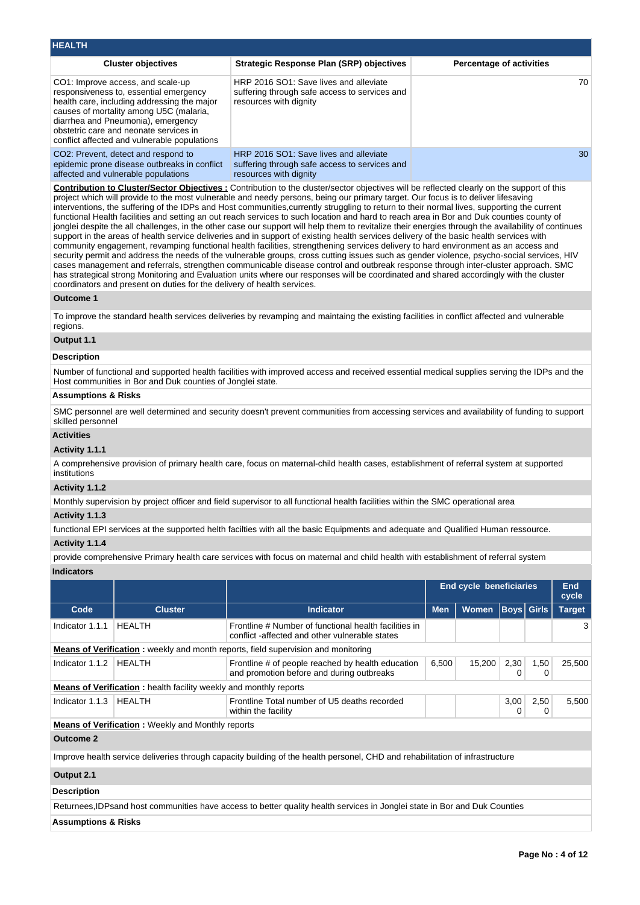## HEALTH

| Cluster objectives | Strategic Response Plan (SRP) objectives | Percentage of activities |
|---|---|---|
| CO1: Improve access, and scale-up responsiveness to, essential emergency health care, including addressing the major causes of mortality among U5C (malaria, diarrhea and Pneumonia), emergency obstetric care and neonate services in conflict affected and vulnerable populations | HRP 2016 SO1: Save lives and alleviate suffering through safe access to services and resources with dignity | 70 |
| CO2: Prevent, detect and respond to epidemic prone disease outbreaks in conflict affected and vulnerable populations | HRP 2016 SO1: Save lives and alleviate suffering through safe access to services and resources with dignity | 30 |

**Contribution to Cluster/Sector Objectives :** Contribution to the cluster/sector objectives will be reflected clearly on the support of this project which will provide to the most vulnerable and needy persons, being our primary target. Our focus is to deliver lifesaving interventions, the suffering of the IDPs and Host communities,currently struggling to return to their normal lives, supporting the current functional Health facilities and setting an out reach services to such location and hard to reach area in Bor and Duk counties county of jonglei despite the all challenges, in the other case our support will help them to revitalize their energies through the availability of continues support in the areas of health service deliveries and in support of existing health services delivery of the basic health services with community engagement, revamping functional health facilities, strengthening services delivery to hard environment as an access and security permit and address the needs of the vulnerable groups, cross cutting issues such as gender violence, psycho-social services, HIV cases management and referrals, strengthen communicable disease control and outbreak response through inter-cluster approach. SMC has strategical strong Monitoring and Evaluation units where our responses will be coordinated and shared accordingly with the cluster coordinators and present on duties for the delivery of health services.

**Outcome 1**

To improve the standard health services deliveries by revamping and maintaining the existing facilities in conflict affected and vulnerable regions.

**Output 1.1**

**Description**

Number of functional and supported health facilities with improved access and received essential medical supplies serving the IDPs and the Host communities in Bor and Duk counties of Jonglei state.

**Assumptions & Risks**

SMC personnel are well determined and security doesn't prevent communities from accessing services and availability of funding to support skilled personnel

**Activities**

**Activity 1.1.1**

A comprehensive provision of primary health care, focus on maternal-child health cases, establishment of referral system at supported institutions

**Activity 1.1.2**

Monthly supervision by project officer and field supervisor to all functional health facilities within the SMC operational area

**Activity 1.1.3**

functional EPI services at the supported helth facilties with all the basic Equipments and adequate and Qualified Human ressource.

**Activity 1.1.4**

provide comprehensive Primary health care services with focus on maternal and child health with establishment of referral system

**Indicators**

| | | | End cycle beneficiaries | | | | End cycle |
|---|---|---|---|---|---|---|---|
| **Code** | **Cluster** | **Indicator** | **Men** | **Women** | **Boys** | **Girls** | **Target** |
| Indicator 1.1.1 | HEALTH | Frontline # Number of functional health facilities in conflict -affected and other vulnerable states | | | | | 3 |
| **Means of Verification :** weekly and month reports, field supervision and monitoring | | | | | | | |
| Indicator 1.1.2 | HEALTH | Frontline # of people reached by health education and promotion before and during outbreaks | 6,500 | 15,200 | 2,300 | 1,500 | 25,500 |
| **Means of Verification :** health facility weekly and monthly reports | | | | | | | |
| Indicator 1.1.3 | HEALTH | Frontline Total number of U5 deaths recorded within the facility | | | 3,000 | 2,500 | 5,500 |
| **Means of Verification :** Weekly and Monthly reports | | | | | | | |

**Outcome 2**

Improve health service deliveries through capacity building of the health personel, CHD and rehabilitation of infrastructure

**Output 2.1**

**Description**

Returnees,IDPsand host communities have access to better quality health services in Jonglei state in Bor and Duk Counties

**Assumptions & Risks**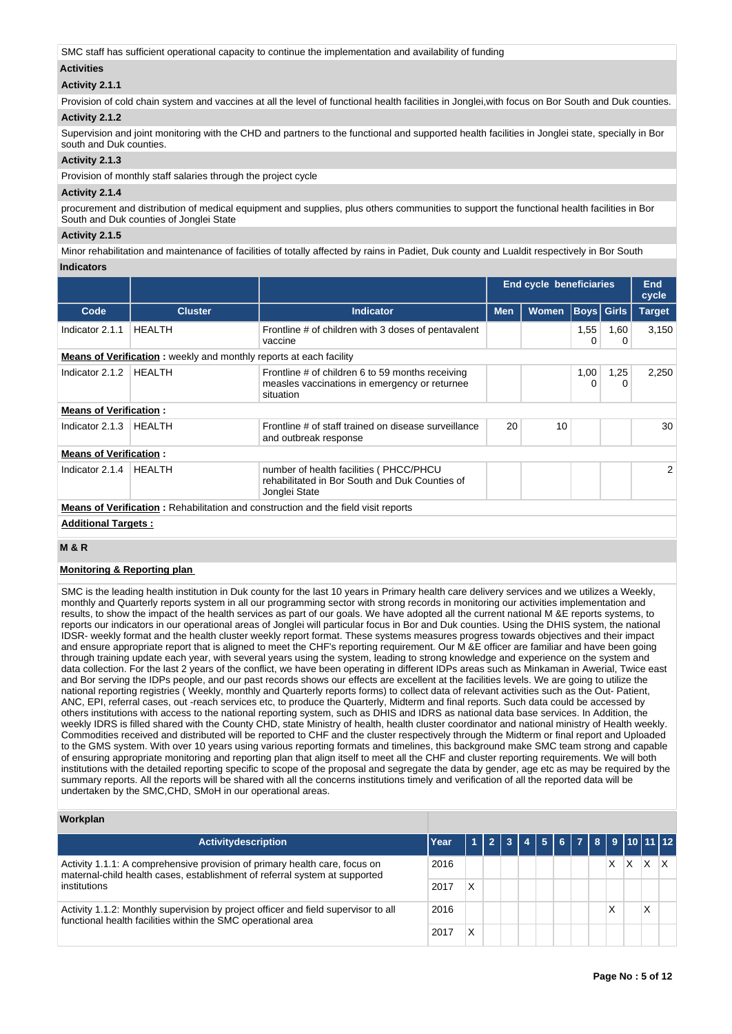SMC staff has sufficient operational capacity to continue the implementation and availability of funding

**Activities**

**Activity 2.1.1**

Provision of cold chain system and vaccines at all the level of functional health facilities in Jonglei,with focus on Bor South and Duk counties.

**Activity 2.1.2**

Supervision and joint monitoring with the CHD and partners to the functional and supported health facilities in Jonglei state, specially in Bor south and Duk counties.

**Activity 2.1.3**

Provision of monthly staff salaries through the project cycle

**Activity 2.1.4**

procurement and distribution of medical equipment and supplies, plus others communities to support the functional health facilities in Bor South and Duk counties of Jonglei State

**Activity 2.1.5**

Minor rehabilitation and maintenance of facilities of totally affected by rains in Padiet, Duk county and Lualdit respectively in Bor South

**Indicators**

| | | | End cycle beneficiaries | | | | End cycle |
|---|---|---|---|---|---|---|---|
| **Code** | **Cluster** | **Indicator** | **Men** | **Women** | **Boys** | **Girls** | **Target** |
| Indicator 2.1.1 | HEALTH | Frontline # of children with 3 doses of pentavalent vaccine | | | 1,550 | 1,600 | 3,150 |
| **Means of Verification :** weekly and monthly reports at each facility | | | | | | | |
| Indicator 2.1.2 | HEALTH | Frontline # of children 6 to 59 months receiving measles vaccinations in emergency or returnee situation | | | 1,000 | 1,250 | 2,250 |
| **Means of Verification :** | | | | | | | |
| Indicator 2.1.3 | HEALTH | Frontline # of staff trained on disease surveillance and outbreak response | 20 | 10 | | | 30 |
| **Means of Verification :** | | | | | | | |
| Indicator 2.1.4 | HEALTH | number of health facilities ( PHCC/PHCU rehabilitated in Bor South and Duk Counties of Jonglei State | | | | | 2 |
| **Means of Verification :** Rehabilitation and construction and the field visit reports | | | | | | | |

**Additional Targets :**

## M & R

**Monitoring & Reporting plan**

SMC is the leading health institution in Duk county for the last 10 years in Primary health care delivery services and we utilizes a Weekly, monthly and Quarterly reports system in all our programming sector with strong records in monitoring our activities implementation and results, to show the impact of the health services as part of our goals. We have adopted all the current national M &E reports systems, to reports our indicators in our operational areas of Jonglei will particular focus in Bor and Duk counties. Using the DHIS system, the national IDSR- weekly format and the health cluster weekly report format. These systems measures progress towards objectives and their impact and ensure appropriate report that is aligned to meet the CHF's reporting requirement. Our M &E officer are familiar and have been going through training update each year, with several years using the system, leading to strong knowledge and experience on the system and data collection. For the last 2 years of the conflict, we have been operating in different IDPs areas such as Minkaman in Awerial, Twice east and Bor serving the IDPs people, and our past records shows our effects are excellent at the facilities levels. We are going to utilize the national reporting registries ( Weekly, monthly and Quarterly reports forms) to collect data of relevant activities such as the Out- Patient, ANC, EPI, referral cases, out -reach services etc, to produce the Quarterly, Midterm and final reports. Such data could be accessed by others institutions with access to the national reporting system, such as DHIS and IDRS as national data base services. In Addition, the weekly IDRS is filled shared with the County CHD, state Ministry of health, health cluster coordinator and national ministry of Health weekly. Commodities received and distributed will be reported to CHF and the cluster respectively through the Midterm or final report and Uploaded to the GMS system. With over 10 years using various reporting formats and timelines, this background make SMC team strong and capable of ensuring appropriate monitoring and reporting plan that align itself to meet all the CHF and cluster reporting requirements. We will both institutions with the detailed reporting specific to scope of the proposal and segregate the data by gender, age etc as may be required by the summary reports. All the reports will be shared with all the concerns institutions timely and verification of all the reported data will be undertaken by the SMC,CHD, SMoH in our operational areas.

**Workplan**

| Activitydescription | Year | 1 | 2 | 3 | 4 | 5 | 6 | 7 | 8 | 9 | 10 | 11 | 12 |
|---|---|---|---|---|---|---|---|---|---|---|---|---|---|
| Activity 1.1.1: A comprehensive provision of primary health care, focus on maternal-child health cases, establishment of referral system at supported institutions | 2016 | | | | | | | | | X | X | X | X |
| | 2017 | X | | | | | | | | | | | |
| Activity 1.1.2: Monthly supervision by project officer and field supervisor to all functional health facilities within the SMC operational area | 2016 | | | | | | | | | X | | X | |
| | 2017 | X | | | | | | | | | | | |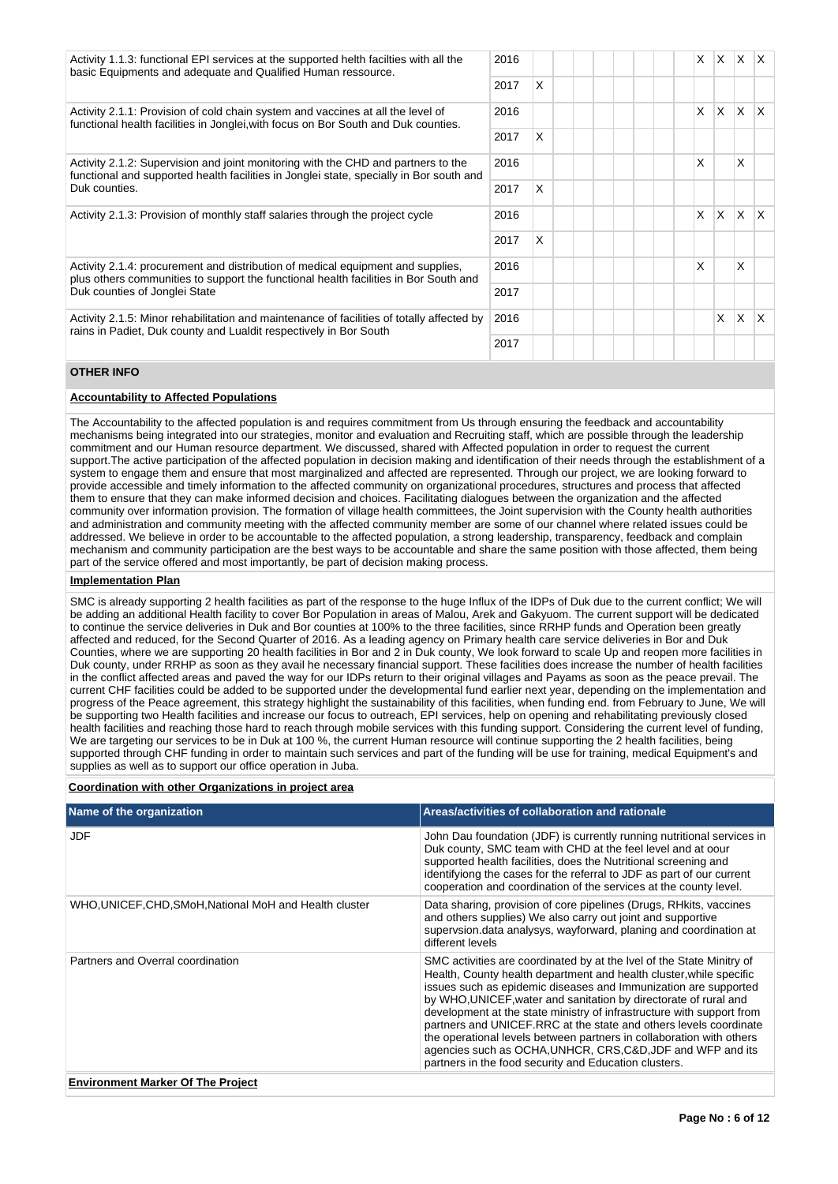| | | | | | | | | | | | | | |
|---|---|---|---|---|---|---|---|---|---|---|---|---|---|
| Activity 1.1.3: functional EPI services at the supported helth facilties with all the basic Equipments and adequate and Qualified Human ressource. | 2016 | | | | | | | | | X | X | X | X |
| | 2017 | X | | | | | | | | | | | |
| Activity 2.1.1: Provision of cold chain system and vaccines at all the level of functional health facilities in Jonglei,with focus on Bor South and Duk counties. | 2016 | | | | | | | | | X | X | X | X |
| | 2017 | X | | | | | | | | | | | |
| Activity 2.1.2: Supervision and joint monitoring with the CHD and partners to the functional and supported health facilities in Jonglei state, specially in Bor south and Duk counties. | 2016 | | | | | | | | | X | | X | |
| | 2017 | X | | | | | | | | | | | |
| Activity 2.1.3: Provision of monthly staff salaries through the project cycle | 2016 | | | | | | | | | X | X | X | X |
| | 2017 | X | | | | | | | | | | | |
| Activity 2.1.4: procurement and distribution of medical equipment and supplies, plus others communities to support the functional health facilities in Bor South and Duk counties of Jonglei State | 2016 | | | | | | | | | X | | X | |
| | 2017 | | | | | | | | | | | | |
| Activity 2.1.5: Minor rehabilitation and maintenance of facilities of totally affected by rains in Padiet, Duk county and Lualdit respectively in Bor South | 2016 | | | | | | | | | | X | X | X |
| | 2017 | | | | | | | | | | | | |

## OTHER INFO

**Accountability to Affected Populations**

The Accountability to the affected population is and requires commitment from Us through ensuring the feedback and accountability mechanisms being integrated into our strategies, monitor and evaluation and Recruiting staff, which are possible through the leadership commitment and our Human resource department. We discussed, shared with Affected population in order to request the current support.The active participation of the affected population in decision making and identification of their needs through the establishment of a system to engage them and ensure that most marginalized and affected are represented. Through our project, we are looking forward to provide accessible and timely information to the affected community on organizational procedures, structures and process that affected them to ensure that they can make informed decision and choices. Facilitating dialogues between the organization and the affected community over information provision. The formation of village health committees, the Joint supervision with the County health authorities and administration and community meeting with the affected community member are some of our channel where related issues could be addressed. We believe in order to be accountable to the affected population, a strong leadership, transparency, feedback and complain mechanism and community participation are the best ways to be accountable and share the same position with those affected, them being part of the service offered and most importantly, be part of decision making process.

**Implementation Plan**

SMC is already supporting 2 health facilities as part of the response to the huge Influx of the IDPs of Duk due to the current conflict; We will be adding an additional Health facility to cover Bor Population in areas of Malou, Arek and Gakyuom. The current support will be dedicated to continue the service deliveries in Duk and Bor counties at 100% to the three facilities, since RRHP funds and Operation been greatly affected and reduced, for the Second Quarter of 2016. As a leading agency on Primary health care service deliveries in Bor and Duk Counties, where we are supporting 20 health facilities in Bor and 2 in Duk county, We look forward to scale Up and reopen more facilities in Duk county, under RRHP as soon as they avail he necessary financial support. These facilities does increase the number of health facilities in the conflict affected areas and paved the way for our IDPs return to their original villages and Payams as soon as the peace prevail. The current CHF facilities could be added to be supported under the developmental fund earlier next year, depending on the implementation and progress of the Peace agreement, this strategy highlight the sustainability of this facilities, when funding end. from February to June, We will be supporting two Health facilities and increase our focus to outreach, EPI services, help on opening and rehabilitating previously closed health facilities and reaching those hard to reach through mobile services with this funding support. Considering the current level of funding, We are targeting our services to be in Duk at 100 %, the current Human resource will continue supporting the 2 health facilities, being supported through CHF funding in order to maintain such services and part of the funding will be use for training, medical Equipment's and supplies as well as to support our office operation in Juba.

**Coordination with other Organizations in project area**

| Name of the organization | Areas/activities of collaboration and rationale |
|---|---|
| JDF | John Dau foundation (JDF) is currently running nutritional services in Duk county, SMC team with CHD at the feel level and at oour supported health facilities, does the Nutritional screening and identifyiong the cases for the referral to JDF as part of our current cooperation and coordination of the services at the county level. |
| WHO,UNICEF,CHD,SMoH,National MoH and Health cluster | Data sharing, provision of core pipelines (Drugs, RHkits, vaccines and others supplies) We also carry out joint and supportive supervsion.data analysys, wayforward, planing and coordination at different levels |
| Partners and Overral coordination | SMC activities are coordinated by at the lvel of the State Minitry of Health, County health department and health cluster,while specific issues such as epidemic diseases and Immunization are supported by WHO,UNICEF,water and sanitation by directorate of rural and development at the state ministry of infrastructure with support from partners and UNICEF.RRC at the state and others levels coordinate the operational levels between partners in collaboration with others agencies such as OCHA,UNHCR, CRS,C&D,JDF and WFP and its partners in the food security and Education clusters. |

**Environment Marker Of The Project**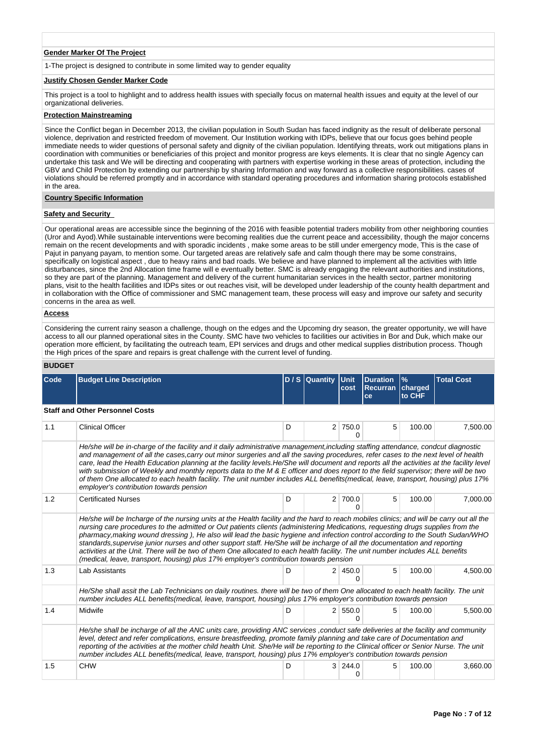**Gender Marker Of The Project**

1-The project is designed to contribute in some limited way to gender equality

**Justify Chosen Gender Marker Code**

This project is a tool to highlight and to address health issues with specially focus on maternal health issues and equity at the level of our organizational deliveries.

**Protection Mainstreaming**

Since the Conflict began in December 2013, the civilian population in South Sudan has faced indignity as the result of deliberate personal violence, deprivation and restricted freedom of movement. Our Institution working with IDPs, believe that our focus goes behind people immediate needs to wider questions of personal safety and dignity of the civilian population. Identifying threats, work out mitigations plans in coordination with communities or beneficiaries of this project and monitor progress are keys elements. It is clear that no single Agency can undertake this task and We will be directing and cooperating with partners with expertise working in these areas of protection, including the GBV and Child Protection by extending our partnership by sharing Information and way forward as a collective responsibilities. cases of violations should be referred promptly and in accordance with standard operating procedures and information sharing protocols established in the area.

**Country Specific Information**

**Safety and Security**

Our operational areas are accessible since the beginning of the 2016 with feasible potential traders mobility from other neighboring counties (Uror and Ayod).While sustainable interventions were becoming realities due the current peace and accessibility, though the major concerns remain on the recent developments and with sporadic incidents , make some areas to be still under emergency mode, This is the case of Pajut in panyang payam, to mention some. Our targeted areas are relatively safe and calm though there may be some constrains, specifically on logistical aspect , due to heavy rains and bad roads. We believe and have planned to implement all the activities with little disturbances, since the 2nd Allocation time frame will e eventually better. SMC is already engaging the relevant authorities and institutions, so they are part of the planning. Management and delivery of the current humanitarian services in the health sector, partner monitoring plans, visit to the health facilities and IDPs sites or out reaches visit, will be developed under leadership of the county health department and in collaboration with the Office of commissioner and SMC management team, these process will easy and improve our safety and security concerns in the area as well.

**Access**

Considering the current rainy season a challenge, though on the edges and the Upcoming dry season, the greater opportunity, we will have access to all our planned operational sites in the County. SMC have two vehicles to facilities our activities in Bor and Duk, which make our operation more efficient, by facilitating the outreach team, EPI services and drugs and other medical supplies distribution process. Though the High prices of the spare and repairs is great challenge with the current level of funding.

## BUDGET

| Code | Budget Line Description | D / S | Quantity | Unit cost | Duration Recurrance | % charged to CHF | Total Cost |
|---|---|---|---|---|---|---|---|
| **Staff and Other Personnel Costs** | | | | | | | |
| 1.1 | Clinical Officer | D | 2 | 750.00 | 5 | 100.00 | 7,500.00 |
| | *He/she will be in-charge of the facility and it daily administrative management,including staffing attendance, condcut diagnostic and management of all the cases,carry out minor surgeries and all the saving procedures, refer cases to the next level of health care, lead the Health Education planning at the facility levels.He/She will document and reports all the activities at the facility level with submission of Weekly and monthly reports data to the M & E officer and does report to the field supervisor; there will be two of them One allocated to each health facility. The unit number includes ALL benefits(medical, leave, transport, housing) plus 17% employer's contribution towards pension* | | | | | | |
| 1.2 | Certificated Nurses | D | 2 | 700.00 | 5 | 100.00 | 7,000.00 |
| | *He/she will be Incharge of the nursing units at the Health facility and the hard to reach mobiles clinics; and will be carry out all the nursing care procedures to the admitted or Out patients clients (administering Medications, requesting drugs supplies from the pharmacy,making wound dressing ), He also will lead the basic hygiene and infection control according to the South Sudan/WHO standards,supervise junior nurses and other support staff. He/She will be incharge of all the documentation and reporting activities at the Unit. There will be two of them One allocated to each health facility. The unit number includes ALL benefits (medical, leave, transport, housing) plus 17% employer's contribution towards pension* | | | | | | |
| 1.3 | Lab Assistants | D | 2 | 450.00 | 5 | 100.00 | 4,500.00 |
| | *He/She shall assit the Lab Technicians on daily routines. there will be two of them One allocated to each health facility. The unit number includes ALL benefits(medical, leave, transport, housing) plus 17% employer's contribution towards pension* | | | | | | |
| 1.4 | Midwife | D | 2 | 550.00 | 5 | 100.00 | 5,500.00 |
| | *He/she shall be incharge of all the ANC units care, providing ANC services ,conduct safe deliveries at the facility and community level, detect and refer complications, ensure breastfeeding, promote family planning and take care of Documentation and reporting of the activities at the mother child health Unit. She/He will be reporting to the Clinical officer or Senior Nurse. The unit number includes ALL benefits(medical, leave, transport, housing) plus 17% employer's contribution towards pension* | | | | | | |
| 1.5 | CHW | D | 3 | 244.00 | 5 | 100.00 | 3,660.00 |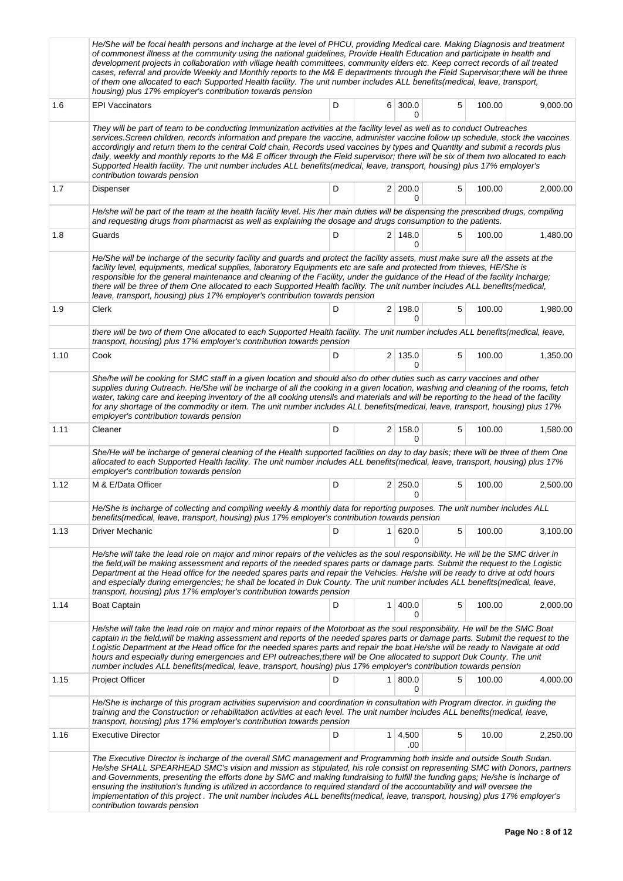| | | | | | | | |
|---|---|---|---|---|---|---|---|
| | *He/She will be focal health persons and incharge at the level of PHCU, providing Medical care. Making Diagnosis and treatment of commonest illness at the community using the national guidelines, Provide Health Education and participate in health and development projects in collaboration with village health committees, community elders etc. Keep correct records of all treated cases, referral and provide Weekly and Monthly reports to the M& E departments through the Field Supervisor;there will be three of them one allocated to each Supported Health facility. The unit number includes ALL benefits(medical, leave, transport, housing) plus 17% employer's contribution towards pension* | | | | | | |
| 1.6 | EPI Vaccinators | D | 6 | 300.00 | 5 | 100.00 | 9,000.00 |
| | *They will be part of team to be conducting Immunization activities at the facility level as well as to conduct Outreaches services.Screen children, records information and prepare the vaccine, administer vaccine follow up schedule, stock the vaccines accordingly and return them to the central Cold chain, Records used vaccines by types and Quantity and submit a records plus daily, weekly and monthly reports to the M& E officer through the Field supervisor; there will be six of them two allocated to each Supported Health facility. The unit number includes ALL benefits(medical, leave, transport, housing) plus 17% employer's contribution towards pension* | | | | | | |
| 1.7 | Dispenser | D | 2 | 200.00 | 5 | 100.00 | 2,000.00 |
| | *He/she will be part of the team at the health facility level. His /her main duties will be dispensing the prescribed drugs, compiling and requesting drugs from pharmacist as well as explaining the dosage and drugs consumption to the patients.* | | | | | | |
| 1.8 | Guards | D | 2 | 148.00 | 5 | 100.00 | 1,480.00 |
| | *He/She will be incharge of the security facility and guards and protect the facility assets, must make sure all the assets at the facility level, equipments, medical supplies, laboratory Equipments etc are safe and protected from thieves, HE/She is responsible for the general maintenance and cleaning of the Facility, under the guidance of the Head of the facility Incharge; there will be three of them One allocated to each Supported Health facility. The unit number includes ALL benefits(medical, leave, transport, housing) plus 17% employer's contribution towards pension* | | | | | | |
| 1.9 | Clerk | D | 2 | 198.00 | 5 | 100.00 | 1,980.00 |
| | *there will be two of them One allocated to each Supported Health facility. The unit number includes ALL benefits(medical, leave, transport, housing) plus 17% employer's contribution towards pension* | | | | | | |
| 1.10 | Cook | D | 2 | 135.00 | 5 | 100.00 | 1,350.00 |
| | *She/he will be cooking for SMC staff in a given location and should also do other duties such as carry vaccines and other supplies during Outreach. He/She will be incharge of all the cooking in a given location, washing and cleaning of the rooms, fetch water, taking care and keeping inventory of the all cooking utensils and materials and will be reporting to the head of the facility for any shortage of the commodity or item. The unit number includes ALL benefits(medical, leave, transport, housing) plus 17% employer's contribution towards pension* | | | | | | |
| 1.11 | Cleaner | D | 2 | 158.00 | 5 | 100.00 | 1,580.00 |
| | *She/He will be incharge of general cleaning of the Health supported facilities on day to day basis; there will be three of them One allocated to each Supported Health facility. The unit number includes ALL benefits(medical, leave, transport, housing) plus 17% employer's contribution towards pension* | | | | | | |
| 1.12 | M & E/Data Officer | D | 2 | 250.00 | 5 | 100.00 | 2,500.00 |
| | *He/She is incharge of collecting and compiling weekly & monthly data for reporting purposes. The unit number includes ALL benefits(medical, leave, transport, housing) plus 17% employer's contribution towards pension* | | | | | | |
| 1.13 | Driver Mechanic | D | 1 | 620.00 | 5 | 100.00 | 3,100.00 |
| | *He/she will take the lead role on major and minor repairs of the vehicles as the soul responsibility. He will be the SMC driver in the field,will be making assessment and reports of the needed spares parts or damage parts. Submit the request to the Logistic Department at the Head office for the needed spares parts and repair the Vehicles. He/she will be ready to drive at odd hours and especially during emergencies; he shall be located in Duk County. The unit number includes ALL benefits(medical, leave, transport, housing) plus 17% employer's contribution towards pension* | | | | | | |
| 1.14 | Boat Captain | D | 1 | 400.00 | 5 | 100.00 | 2,000.00 |
| | *He/she will take the lead role on major and minor repairs of the Motorboat as the soul responsibility. He will be the SMC Boat captain in the field,will be making assessment and reports of the needed spares parts or damage parts. Submit the request to the Logistic Department at the Head office for the needed spares parts and repair the boat.He/she will be ready to Navigate at odd hours and especially during emergencies and EPI outreaches;there will be One allocated to support Duk County. The unit number includes ALL benefits(medical, leave, transport, housing) plus 17% employer's contribution towards pension* | | | | | | |
| 1.15 | Project Officer | D | 1 | 800.00 | 5 | 100.00 | 4,000.00 |
| | *He/She is incharge of this program activities supervision and coordination in consultation with Program director. in guiding the training and the Construction or rehabilitation activities at each level. The unit number includes ALL benefits(medical, leave, transport, housing) plus 17% employer's contribution towards pension* | | | | | | |
| 1.16 | Executive Director | D | 1 | 4,500.00 | 5 | 10.00 | 2,250.00 |
| | *The Executive Director is incharge of the overall SMC management and Programming both inside and outside South Sudan. He/she SHALL SPEARHEAD SMC's vision and mission as stipulated, his role consist on representing SMC with Donors, partners and Governments, presenting the efforts done by SMC and making fundraising to fulfill the funding gaps; He/she is incharge of ensuring the institution's funding is utilized in accordance to required standard of the accountability and will oversee the implementation of this project . The unit number includes ALL benefits(medical, leave, transport, housing) plus 17% employer's contribution towards pension* | | | | | | |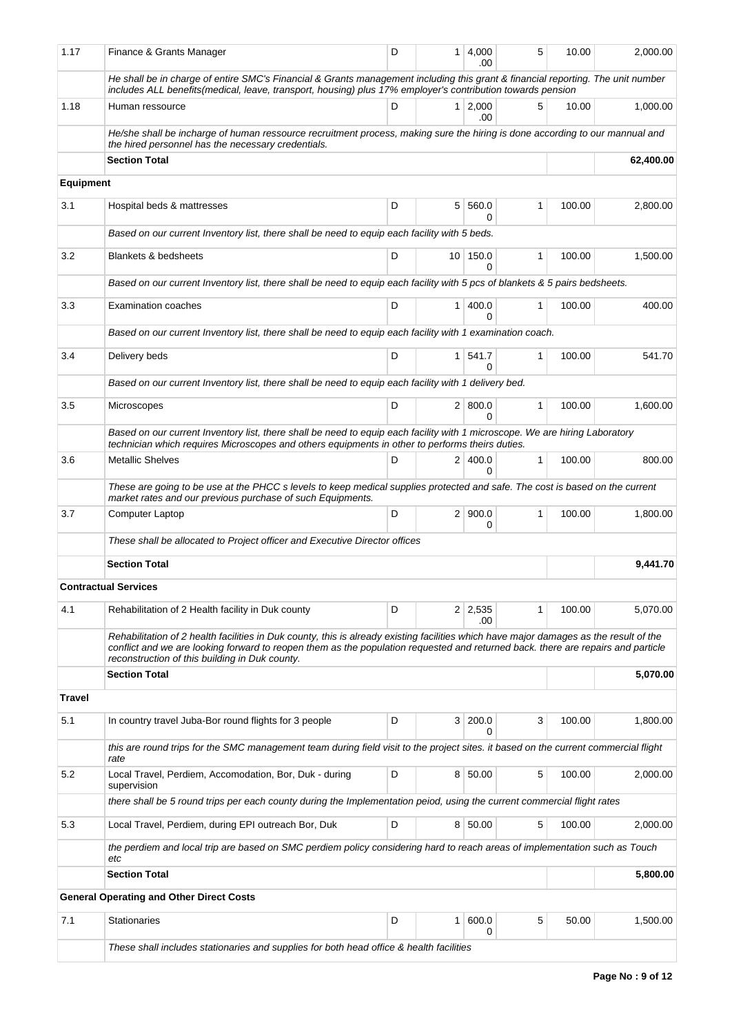| 1.17 | Finance & Grants Manager | D | 1 | 4,000.00 | 5 | 10.00 | 2,000.00 |
|---|---|---|---|---|---|---|---|
| | *He shall be in charge of entire SMC's Financial & Grants management including this grant & financial reporting. The unit number includes ALL benefits(medical, leave, transport, housing) plus 17% employer's contribution towards pension* | | | | | | |
| 1.18 | Human ressource | D | 1 | 2,000.00 | 5 | 10.00 | 1,000.00 |
| | *He/she shall be incharge of human ressource recruitment process, making sure the hiring is done according to our mannual and the hired personnel has the necessary credentials.* | | | | | | |
| | **Section Total** | | | | | | **62,400.00** |
| **Equipment** | | | | | | | |
| 3.1 | Hospital beds & mattresses | D | 5 | 560.00 | 1 | 100.00 | 2,800.00 |
| | *Based on our current Inventory list, there shall be need to equip each facility with 5 beds.* | | | | | | |
| 3.2 | Blankets & bedsheets | D | 10 | 150.00 | 1 | 100.00 | 1,500.00 |
| | *Based on our current Inventory list, there shall be need to equip each facility with 5 pcs of blankets & 5 pairs bedsheets.* | | | | | | |
| 3.3 | Examination coaches | D | 1 | 400.00 | 1 | 100.00 | 400.00 |
| | *Based on our current Inventory list, there shall be need to equip each facility with 1 examination coach.* | | | | | | |
| 3.4 | Delivery beds | D | 1 | 541.70 | 1 | 100.00 | 541.70 |
| | *Based on our current Inventory list, there shall be need to equip each facility with 1 delivery bed.* | | | | | | |
| 3.5 | Microscopes | D | 2 | 800.00 | 1 | 100.00 | 1,600.00 |
| | *Based on our current Inventory list, there shall be need to equip each facility with 1 microscope. We are hiring Laboratory technician which requires Microscopes and others equipments in other to performs theirs duties.* | | | | | | |
| 3.6 | Metallic Shelves | D | 2 | 400.00 | 1 | 100.00 | 800.00 |
| | *These are going to be use at the PHCC s levels to keep medical supplies protected and safe. The cost is based on the current market rates and our previous purchase of such Equipments.* | | | | | | |
| 3.7 | Computer Laptop | D | 2 | 900.00 | 1 | 100.00 | 1,800.00 |
| | *These shall be allocated to Project officer and Executive Director offices* | | | | | | |
| | **Section Total** | | | | | | **9,441.70** |
| **Contractual Services** | | | | | | | |
| 4.1 | Rehabilitation of 2 Health facility in Duk county | D | 2 | 2,535.00 | 1 | 100.00 | 5,070.00 |
| | *Rehabilitation of 2 health facilities in Duk county, this is already existing facilities which have major damages as the result of the conflict and we are looking forward to reopen them as the population requested and returned back. there are repairs and particle reconstruction of this building in Duk county.* | | | | | | |
| | **Section Total** | | | | | | **5,070.00** |
| **Travel** | | | | | | | |
| 5.1 | In country travel Juba-Bor round flights for 3 people | D | 3 | 200.00 | 3 | 100.00 | 1,800.00 |
| | *this are round trips for the SMC management team during field visit to the project sites. it based on the current commercial flight rate* | | | | | | |
| 5.2 | Local Travel, Perdiem, Accomodation, Bor, Duk - during supervision | D | 8 | 50.00 | 5 | 100.00 | 2,000.00 |
| | *there shall be 5 round trips per each county during the Implementation peiod, using the current commercial flight rates* | | | | | | |
| 5.3 | Local Travel, Perdiem, during EPI outreach Bor, Duk | D | 8 | 50.00 | 5 | 100.00 | 2,000.00 |
| | *the perdiem and local trip are based on SMC perdiem policy considering hard to reach areas of implementation such as Touch etc* | | | | | | |
| | **Section Total** | | | | | | **5,800.00** |
| **General Operating and Other Direct Costs** | | | | | | | |
| 7.1 | Stationaries | D | 1 | 600.00 | 5 | 50.00 | 1,500.00 |
| | *These shall includes stationaries and supplies for both head office & health facilities* | | | | | | |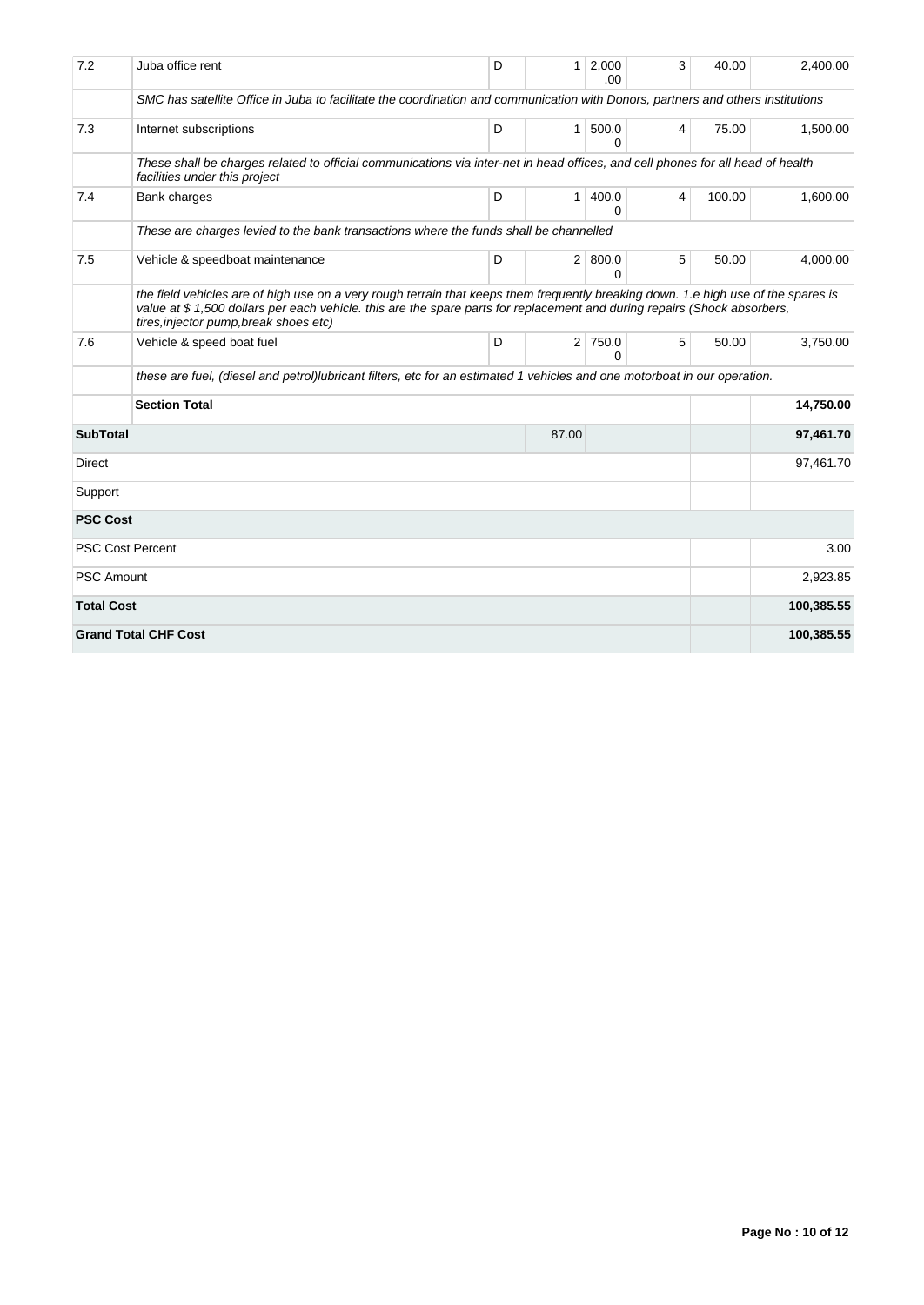| | | | | | | | |
|---|---|---|---|---|---|---|---|
| 7.2 | Juba office rent | D | 1 | 2,000.00 | 3 | 40.00 | 2,400.00 |
| | *SMC has satellite Office in Juba to facilitate the coordination and communication with Donors, partners and others institutions* | | | | | | |
| 7.3 | Internet subscriptions | D | 1 | 500.00 | 4 | 75.00 | 1,500.00 |
| | *These shall be charges related to official communications via inter-net in head offices, and cell phones for all head of health facilities under this project* | | | | | | |
| 7.4 | Bank charges | D | 1 | 400.00 | 4 | 100.00 | 1,600.00 |
| | *These are charges levied to the bank transactions where the funds shall be channelled* | | | | | | |
| 7.5 | Vehicle & speedboat maintenance | D | 2 | 800.00 | 5 | 50.00 | 4,000.00 |
| | *the field vehicles are of high use on a very rough terrain that keeps them frequently breaking down. 1.e high use of the spares is value at $ 1,500 dollars per each vehicle. this are the spare parts for replacement and during repairs (Shock absorbers, tires,injector pump,break shoes etc)* | | | | | | |
| 7.6 | Vehicle & speed boat fuel | D | 2 | 750.00 | 5 | 50.00 | 3,750.00 |
| | *these are fuel, (diesel and petrol)lubricant filters, etc for an estimated 1 vehicles and one motorboat in our operation.* | | | | | | |
| | **Section Total** | | | | | | **14,750.00** |
| **SubTotal** | | | 87.00 | | | | **97,461.70** |
| Direct | | | | | | | 97,461.70 |
| Support | | | | | | | |
| **PSC Cost** | | | | | | | |
| PSC Cost Percent | | | | | | | 3.00 |
| PSC Amount | | | | | | | 2,923.85 |
| **Total Cost** | | | | | | | **100,385.55** |
| **Grand Total CHF Cost** | | | | | | | **100,385.55** |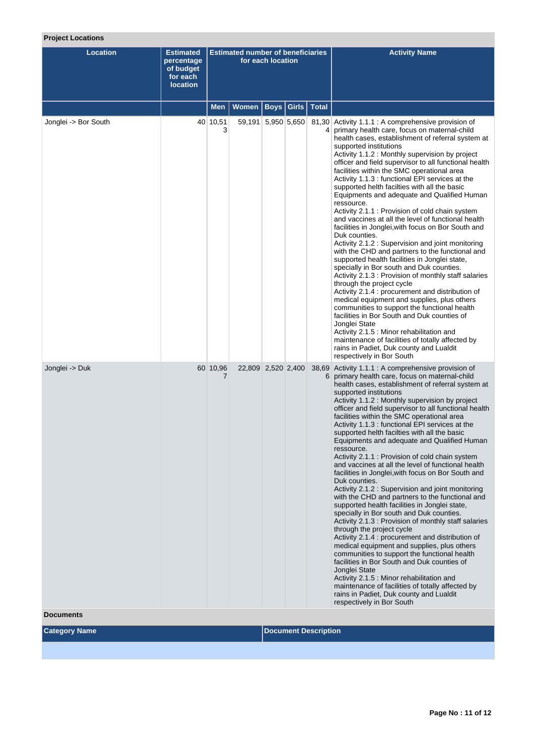## Project Locations

| Location | Estimated percentage of budget for each location | Estimated number of beneficiaries for each location | | | | | Activity Name |
|---|---|---|---|---|---|---|---|
| | | Men | Women | Boys | Girls | Total | |
| Jonglei -> Bor South | 40 | 10,513 | 59,191 | 5,950 | 5,650 | 81,304 | Activity 1.1.1 : A comprehensive provision of primary health care, focus on maternal-child health cases, establishment of referral system at supported institutions<br>Activity 1.1.2 : Monthly supervision by project officer and field supervisor to all functional health facilities within the SMC operational area<br>Activity 1.1.3 : functional EPI services at the supported helth facilties with all the basic Equipments and adequate and Qualified Human ressource.<br>Activity 2.1.1 : Provision of cold chain system and vaccines at all the level of functional health facilities in Jonglei,with focus on Bor South and Duk counties.<br>Activity 2.1.2 : Supervision and joint monitoring with the CHD and partners to the functional and supported health facilities in Jonglei state, specially in Bor south and Duk counties.<br>Activity 2.1.3 : Provision of monthly staff salaries through the project cycle<br>Activity 2.1.4 : procurement and distribution of medical equipment and supplies, plus others communities to support the functional health facilities in Bor South and Duk counties of Jonglei State<br>Activity 2.1.5 : Minor rehabilitation and maintenance of facilities of totally affected by rains in Padiet, Duk county and Lualdit respectively in Bor South |
| Jonglei -> Duk | 60 | 10,967 | 22,809 | 2,520 | 2,400 | 38,696 | Activity 1.1.1 : A comprehensive provision of primary health care, focus on maternal-child health cases, establishment of referral system at supported institutions<br>Activity 1.1.2 : Monthly supervision by project officer and field supervisor to all functional health facilities within the SMC operational area<br>Activity 1.1.3 : functional EPI services at the supported helth facilties with all the basic Equipments and adequate and Qualified Human ressource.<br>Activity 2.1.1 : Provision of cold chain system and vaccines at all the level of functional health facilities in Jonglei,with focus on Bor South and Duk counties.<br>Activity 2.1.2 : Supervision and joint monitoring with the CHD and partners to the functional and supported health facilities in Jonglei state, specially in Bor south and Duk counties.<br>Activity 2.1.3 : Provision of monthly staff salaries through the project cycle<br>Activity 2.1.4 : procurement and distribution of medical equipment and supplies, plus others communities to support the functional health facilities in Bor South and Duk counties of Jonglei State<br>Activity 2.1.5 : Minor rehabilitation and maintenance of facilities of totally affected by rains in Padiet, Duk county and Lualdit respectively in Bor South |

## Documents

| Category Name | Document Description |
|---|---|
| | |